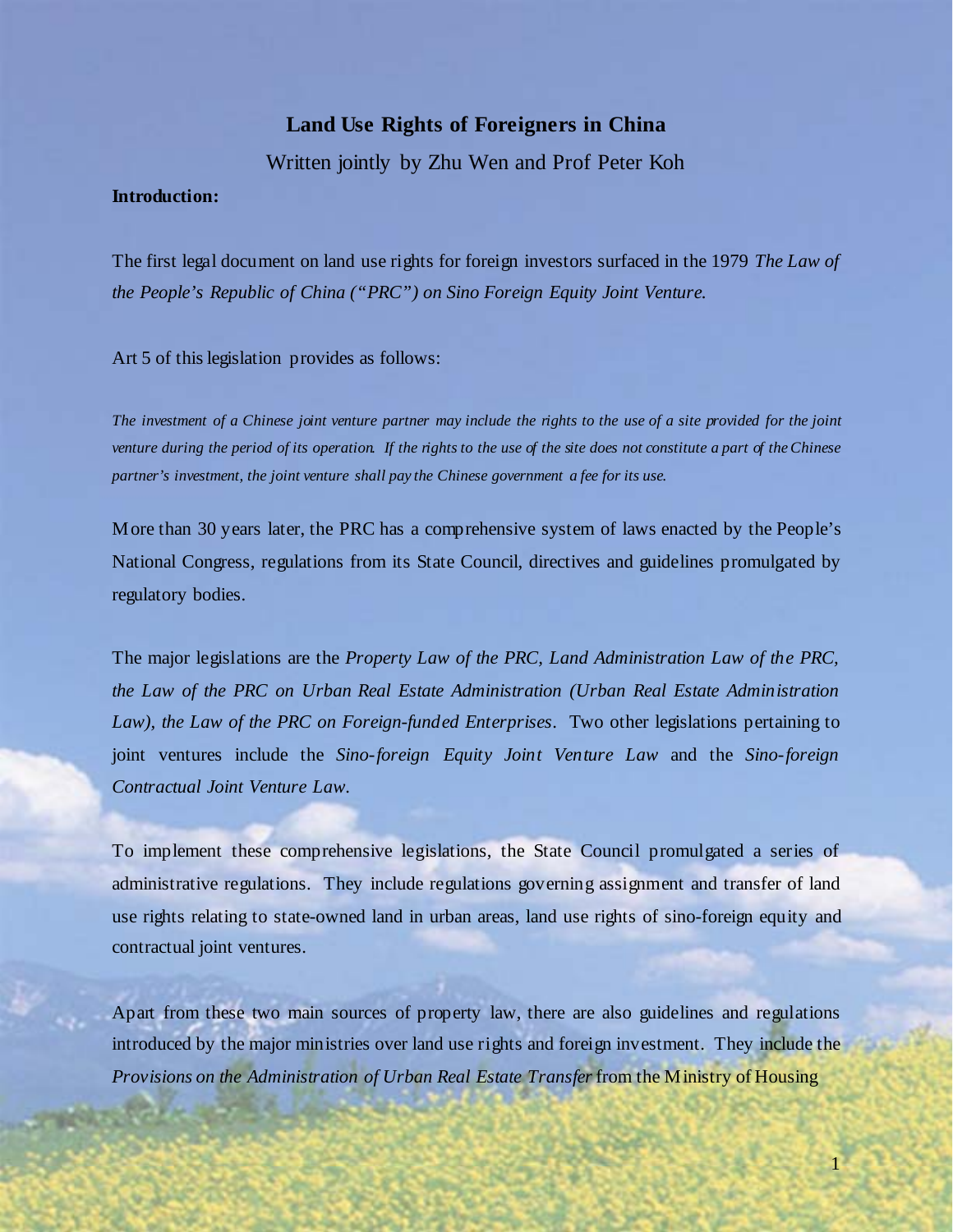# Land Use Rights of Foreigners in China

Written jointly by Zhu Wen and Prof Peter Koh

**Introduction:**

The first legal document on land use rights for foreign investors surfaced in the 1979 *The Law of the People's Republic of China ("PRC") on Sino Foreign Equity Joint Venture.*

Art 5 of this legislation provides as follows:

*The investment of a Chinese joint venture partner may include the rights to the use of a site provided for the joint venture during the period of its operation. If the rights to the use of the site does not constitute a part of the Chinese partner's investment, the joint venture shall pay the Chinese government a fee for its use.*

More than 30 years later, the PRC has a comprehensive system of laws enacted by the People's National Congress, regulations from its State Council, directives and guidelines promulgated by regulatory bodies.

The major legislations are the *Property Law of the PRC, Land Administration Law of the PRC, the Law of the PRC on Urban Real Estate Administration (Urban Real Estate Administration Law), the Law of the PRC on Foreign-funded Enterprises*. Two other legislations pertaining to joint ventures include the *Sino-foreign Equity Joint Venture Law* and the *Sino-foreign Contractual Joint Venture Law.*

To implement these comprehensive legislations, the State Council promulgated a series of administrative regulations. They include regulations governing assignment and transfer of land use rights relating to state-owned land in urban areas, land use rights of sino-foreign equity and contractual joint ventures.

Apart from these two main sources of property law, there are also guidelines and regulations introduced by the major ministries over land use rights and foreign investment. They include the *Provisions on the Administration of Urban Real Estate Transfer* from the Ministry of Housing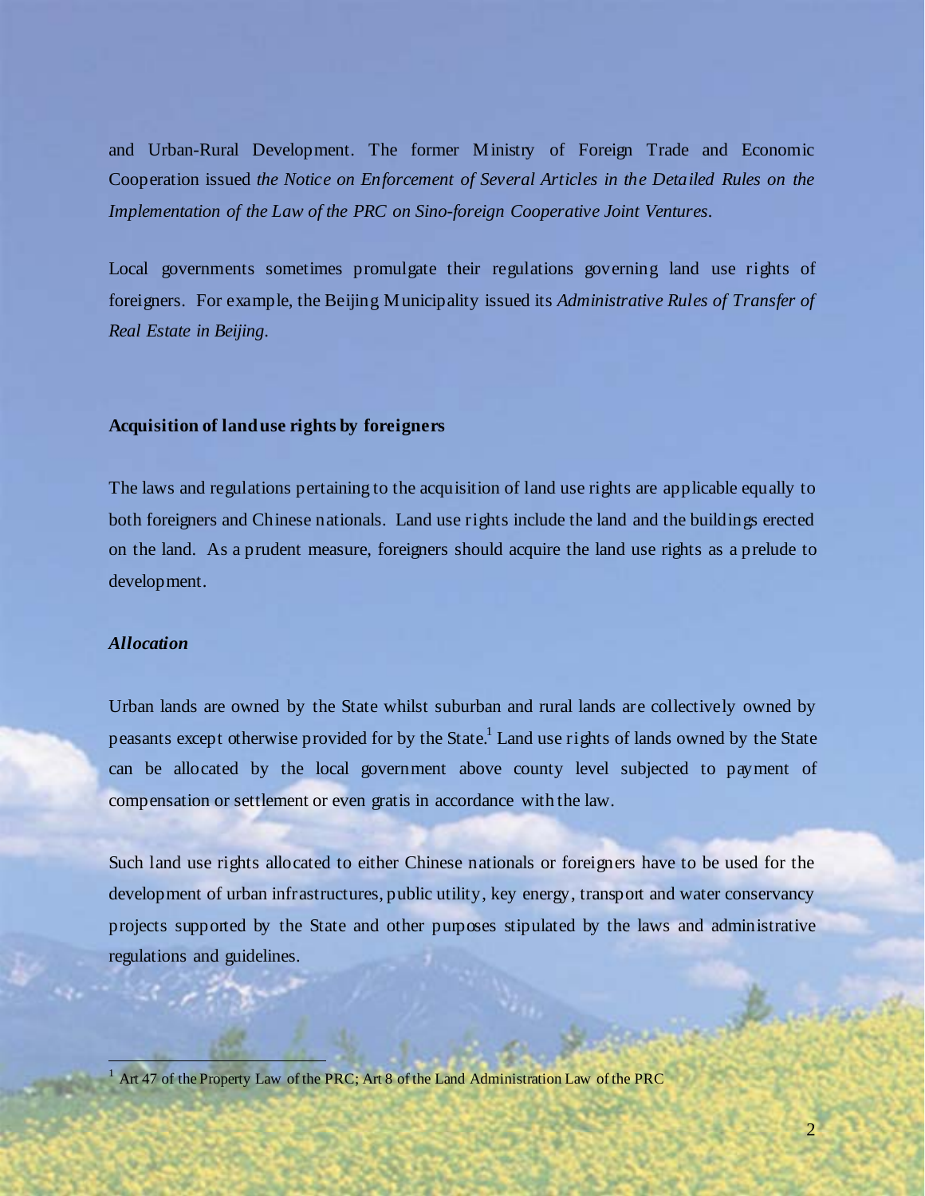and Urban-Rural Development. The former Ministry of Foreign Trade and Economic Cooperation issued *the Notice on Enforcement of Several Articles in the Detailed Rules on the Implementation of the Law of the PRC on Sino-foreign Cooperative Joint Ventures*.

Local governments sometimes promulgate their regulations governing land use rights of foreigners. For example, the Beijing Municipality issued its *Administrative Rules of Transfer of Real Estate in Beijing*.

**Acquisition of land use rights by foreigners**

The laws and regulations pertaining to the acquisition of land use rights are applicable equally to both foreigners and Chinese nationals. Land use rights include the land and the buildings erected on the land. As a prudent measure, foreigners should acquire the land use rights as a prelude to development.

***Allocation***

Urban lands are owned by the State whilst suburban and rural lands are collectively owned by peasants except otherwise provided for by the State.[1] Land use rights of lands owned by the State can be allocated by the local government above county level subjected to payment of compensation or settlement or even gratis in accordance with the law.

Such land use rights allocated to either Chinese nationals or foreigners have to be used for the development of urban infrastructures, public utility, key energy, transport and water conservancy projects supported by the State and other purposes stipulated by the laws and administrative regulations and guidelines.

[1] Art 47 of the Property Law of the PRC; Art 8 of the Land Administration Law of the PRC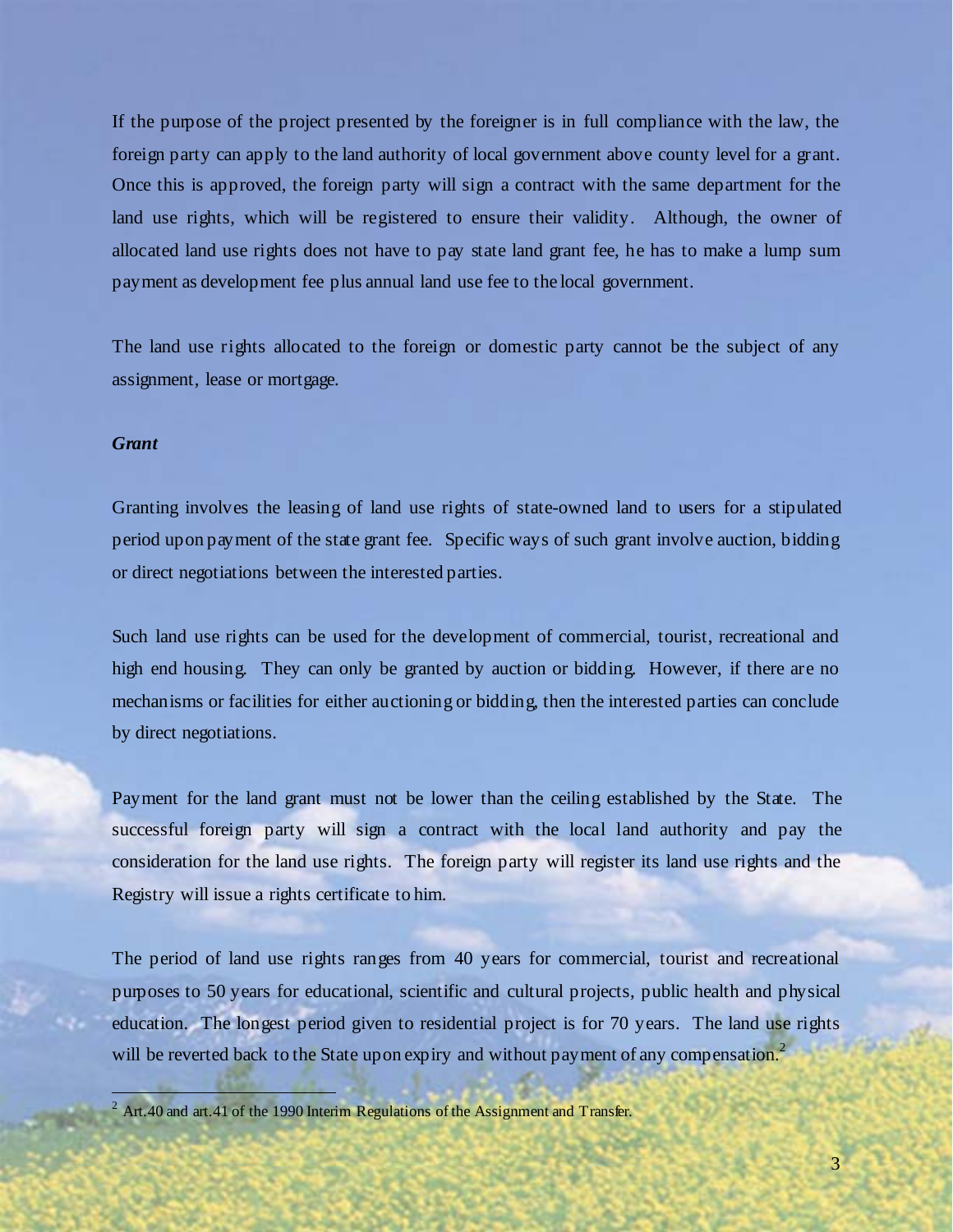If the purpose of the project presented by the foreigner is in full compliance with the law, the foreign party can apply to the land authority of local government above county level for a grant. Once this is approved, the foreign party will sign a contract with the same department for the land use rights, which will be registered to ensure their validity. Although, the owner of allocated land use rights does not have to pay state land grant fee, he has to make a lump sum payment as development fee plus annual land use fee to the local government.

The land use rights allocated to the foreign or domestic party cannot be the subject of any assignment, lease or mortgage.

***Grant***

Granting involves the leasing of land use rights of state-owned land to users for a stipulated period upon payment of the state grant fee. Specific ways of such grant involve auction, bidding or direct negotiations between the interested parties.

Such land use rights can be used for the development of commercial, tourist, recreational and high end housing. They can only be granted by auction or bidding. However, if there are no mechanisms or facilities for either auctioning or bidding, then the interested parties can conclude by direct negotiations.

Payment for the land grant must not be lower than the ceiling established by the State. The successful foreign party will sign a contract with the local land authority and pay the consideration for the land use rights. The foreign party will register its land use rights and the Registry will issue a rights certificate to him.

The period of land use rights ranges from 40 years for commercial, tourist and recreational purposes to 50 years for educational, scientific and cultural projects, public health and physical education. The longest period given to residential project is for 70 years. The land use rights will be reverted back to the State upon expiry and without payment of any compensation.[2]

---

[2] Art.40 and art.41 of the 1990 Interim Regulations of the Assignment and Transfer.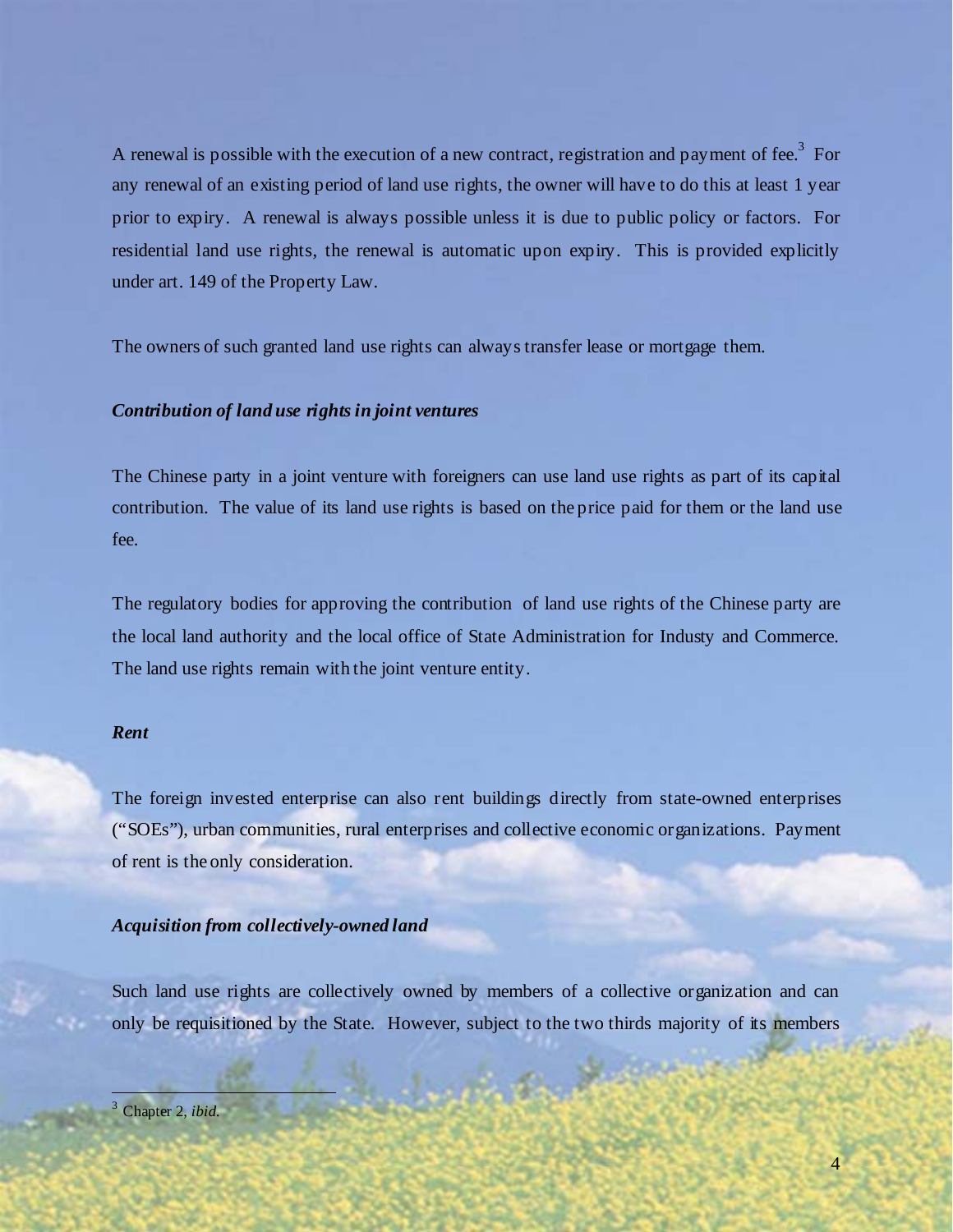A renewal is possible with the execution of a new contract, registration and payment of fee.[3] For any renewal of an existing period of land use rights, the owner will have to do this at least 1 year prior to expiry. A renewal is always possible unless it is due to public policy or factors. For residential land use rights, the renewal is automatic upon expiry. This is provided explicitly under art. 149 of the Property Law.

The owners of such granted land use rights can always transfer lease or mortgage them.

***Contribution of land use rights in joint ventures***

The Chinese party in a joint venture with foreigners can use land use rights as part of its capital contribution. The value of its land use rights is based on the price paid for them or the land use fee.

The regulatory bodies for approving the contribution of land use rights of the Chinese party are the local land authority and the local office of State Administration for Industy and Commerce. The land use rights remain with the joint venture entity.

***Rent***

The foreign invested enterprise can also rent buildings directly from state-owned enterprises ("SOEs"), urban communities, rural enterprises and collective economic organizations. Payment of rent is the only consideration.

***Acquisition from collectively-owned land***

Such land use rights are collectively owned by members of a collective organization and can only be requisitioned by the State. However, subject to the two thirds majority of its members

[3] Chapter 2, *ibid.*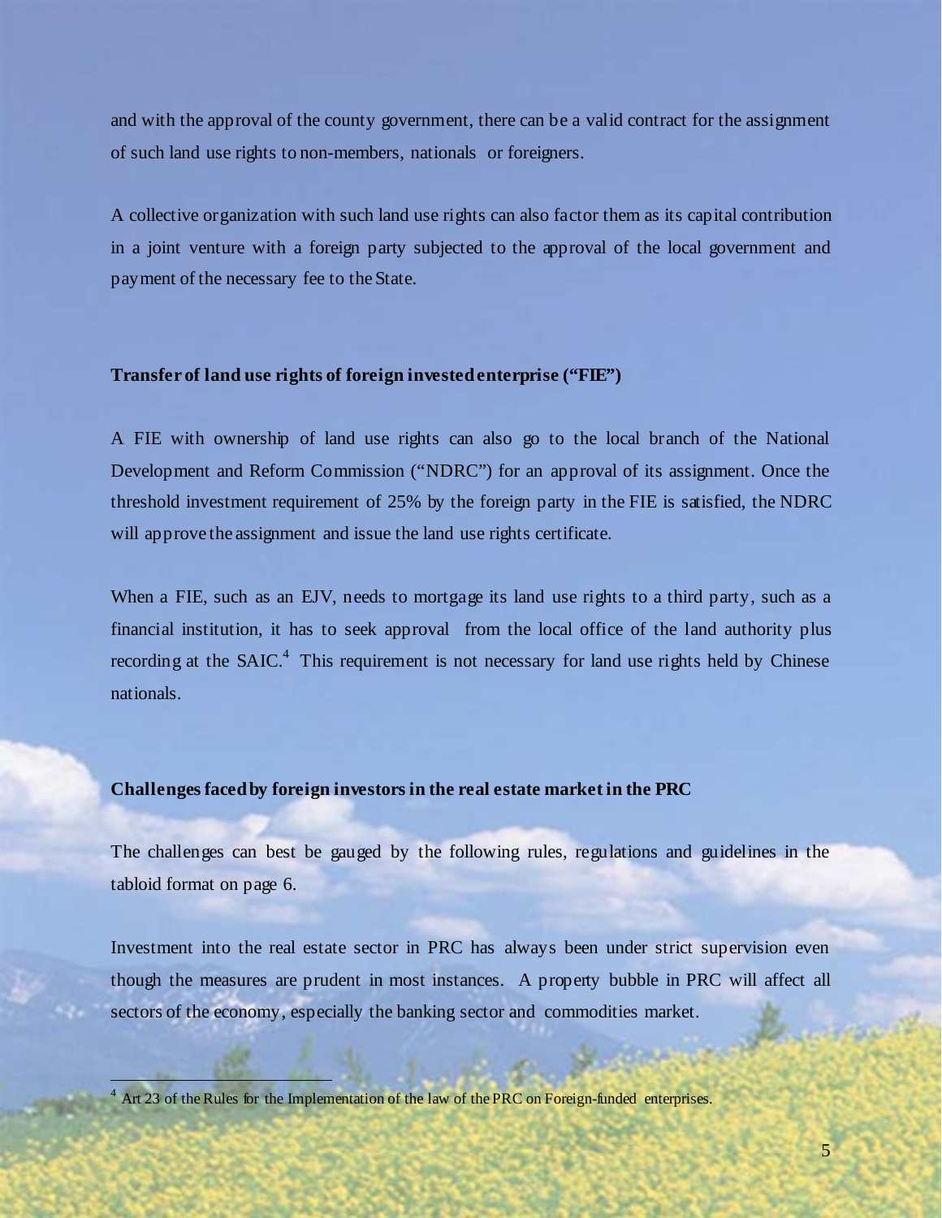and with the approval of the county government, there can be a valid contract for the assignment of such land use rights to non-members, nationals or foreigners.

A collective organization with such land use rights can also factor them as its capital contribution in a joint venture with a foreign party subjected to the approval of the local government and payment of the necessary fee to the State.

**Transfer of land use rights of foreign invested enterprise ("FIE")**

A FIE with ownership of land use rights can also go to the local branch of the National Development and Reform Commission ("NDRC") for an approval of its assignment. Once the threshold investment requirement of 25% by the foreign party in the FIE is satisfied, the NDRC will approve the assignment and issue the land use rights certificate.

When a FIE, such as an EJV, needs to mortgage its land use rights to a third party, such as a financial institution, it has to seek approval from the local office of the land authority plus recording at the SAIC.[4] This requirement is not necessary for land use rights held by Chinese nationals.

**Challenges faced by foreign investors in the real estate market in the PRC**

The challenges can best be gauged by the following rules, regulations and guidelines in the tabloid format on page 6.

Investment into the real estate sector in PRC has always been under strict supervision even though the measures are prudent in most instances. A property bubble in PRC will affect all sectors of the economy, especially the banking sector and commodities market.

[4] Art 23 of the Rules for the Implementation of the law of the PRC on Foreign-funded enterprises.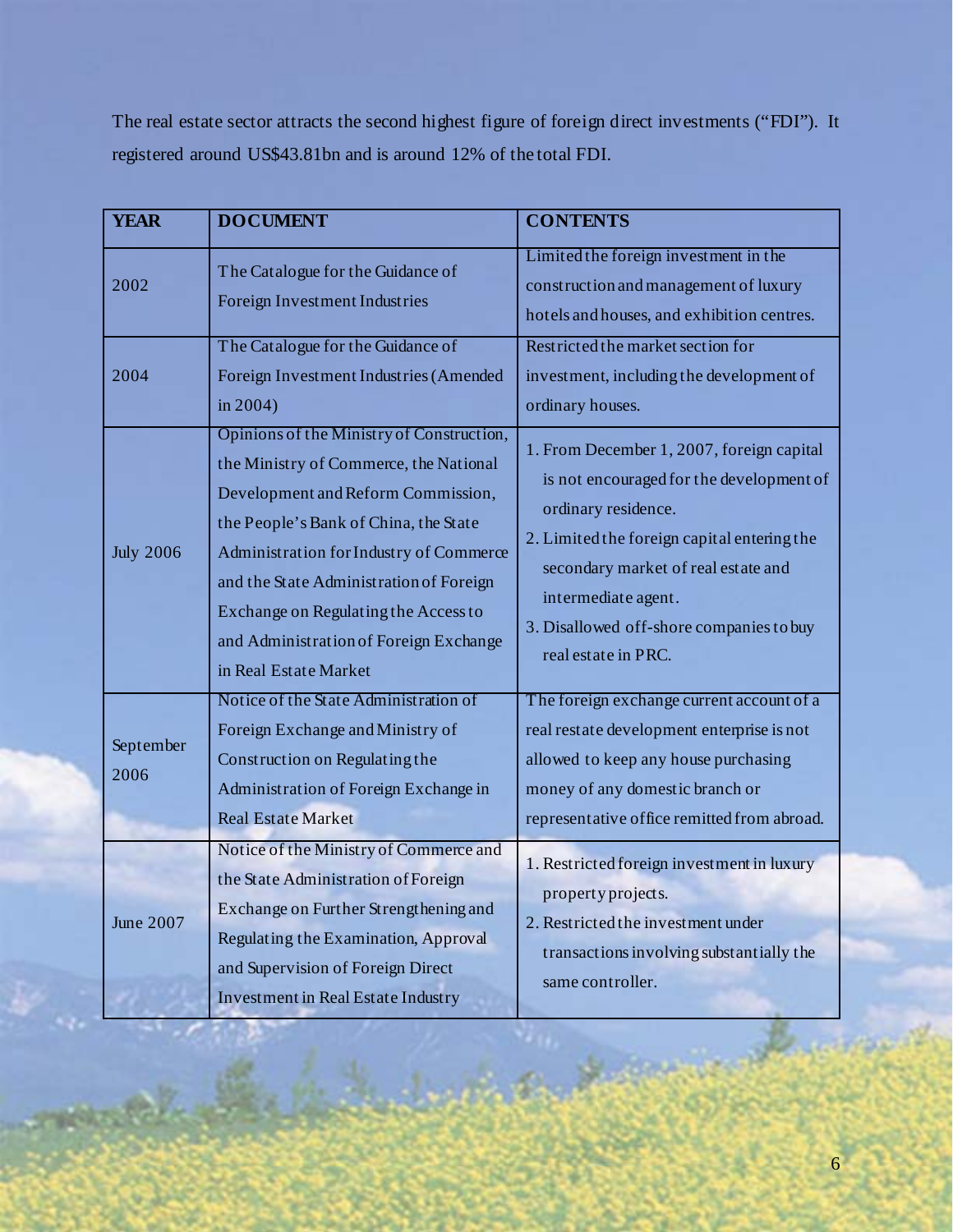The real estate sector attracts the second highest figure of foreign direct investments ("FDI"). It registered around US$43.81bn and is around 12% of the total FDI.

| **YEAR** | **DOCUMENT** | **CONTENTS** |
|---|---|---|
| 2002 | The Catalogue for the Guidance of Foreign Investment Industries | Limited the foreign investment in the construction and management of luxury hotels and houses, and exhibition centres. |
| 2004 | The Catalogue for the Guidance of Foreign Investment Industries (Amended in 2004) | Restricted the market section for investment, including the development of ordinary houses. |
| July 2006 | Opinions of the Ministry of Construction, the Ministry of Commerce, the National Development and Reform Commission, the People's Bank of China, the State Administration for Industry of Commerce and the State Administration of Foreign Exchange on Regulating the Access to and Administration of Foreign Exchange in Real Estate Market | 1. From December 1, 2007, foreign capital is not encouraged for the development of ordinary residence.<br>2. Limited the foreign capital entering the secondary market of real estate and intermediate agent.<br>3. Disallowed off-shore companies to buy real estate in PRC. |
| September 2006 | Notice of the State Administration of Foreign Exchange and Ministry of Construction on Regulating the Administration of Foreign Exchange in Real Estate Market | The foreign exchange current account of a real restate development enterprise is not allowed to keep any house purchasing money of any domestic branch or representative office remitted from abroad. |
| June 2007 | Notice of the Ministry of Commerce and the State Administration of Foreign Exchange on Further Strengthening and Regulating the Examination, Approval and Supervision of Foreign Direct Investment in Real Estate Industry | 1. Restricted foreign investment in luxury property projects.<br>2. Restricted the investment under transactions involving substantially the same controller. |